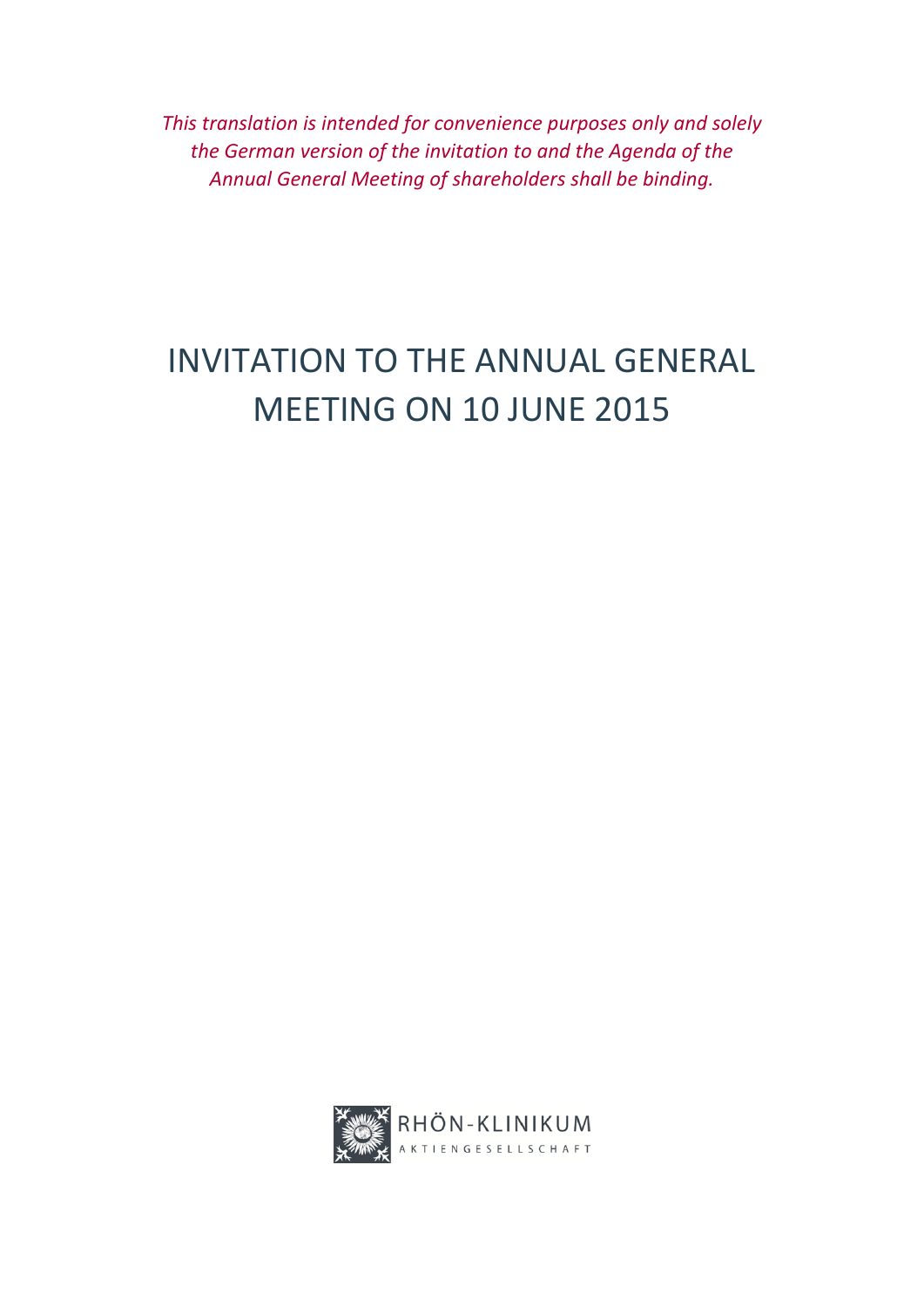*This translation is intended for convenience purposes only and solely the German version of the invitation to and the Agenda of the Annual General Meeting of shareholders shall be binding.*

# INVITATION TO THE ANNUAL GENERAL MEETING ON 10 JUNE 2015

RHÖN-KLINIKUM
AKTIENGESELLSCHAFT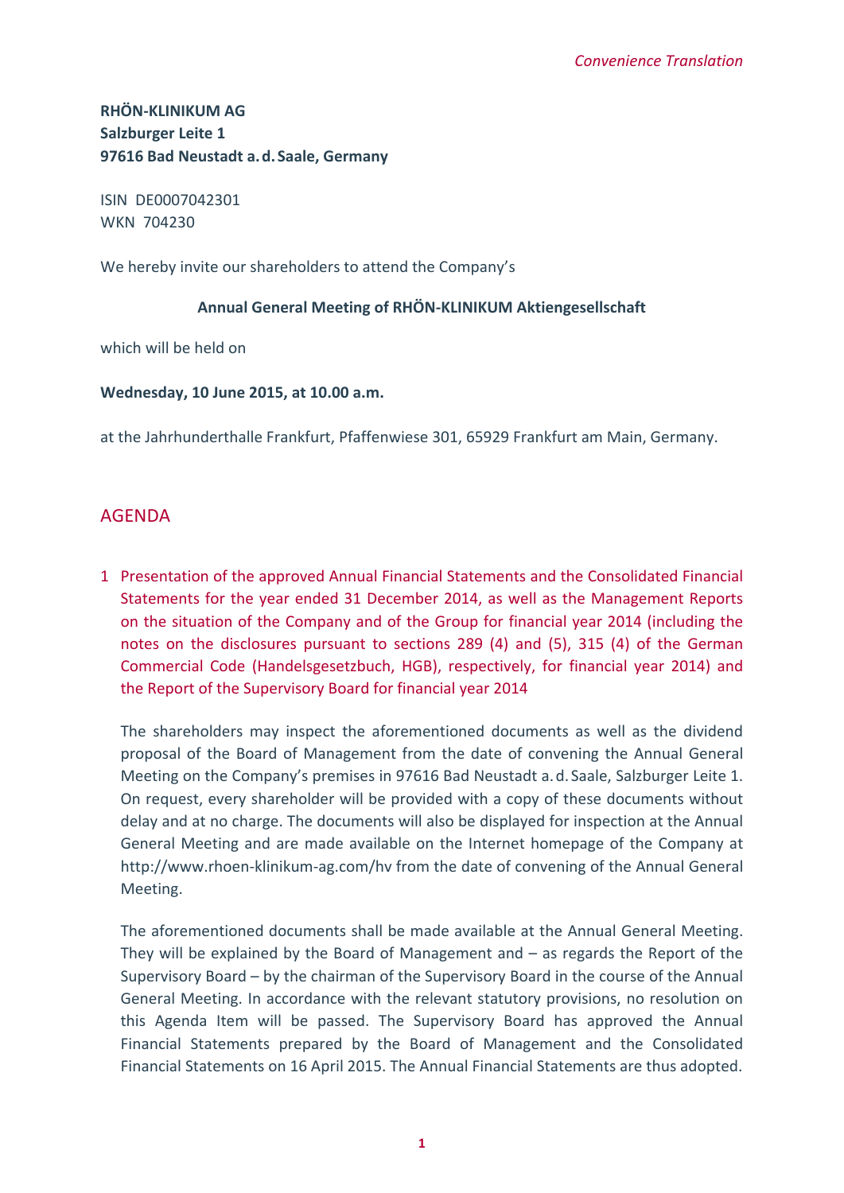*Convenience Translation*

**RHÖN-KLINIKUM AG**
**Salzburger Leite 1**
**97616 Bad Neustadt a. d. Saale, Germany**

ISIN DE0007042301
WKN 704230

We hereby invite our shareholders to attend the Company's

**Annual General Meeting of RHÖN-KLINIKUM Aktiengesellschaft**

which will be held on

**Wednesday, 10 June 2015, at 10.00 a.m.**

at the Jahrhunderthalle Frankfurt, Pfaffenwiese 301, 65929 Frankfurt am Main, Germany.

## AGENDA

### 1 Presentation of the approved Annual Financial Statements and the Consolidated Financial Statements for the year ended 31 December 2014, as well as the Management Reports on the situation of the Company and of the Group for financial year 2014 (including the notes on the disclosures pursuant to sections 289 (4) and (5), 315 (4) of the German Commercial Code (Handelsgesetzbuch, HGB), respectively, for financial year 2014) and the Report of the Supervisory Board for financial year 2014

The shareholders may inspect the aforementioned documents as well as the dividend proposal of the Board of Management from the date of convening the Annual General Meeting on the Company's premises in 97616 Bad Neustadt a. d. Saale, Salzburger Leite 1. On request, every shareholder will be provided with a copy of these documents without delay and at no charge. The documents will also be displayed for inspection at the Annual General Meeting and are made available on the Internet homepage of the Company at http://www.rhoen-klinikum-ag.com/hv from the date of convening of the Annual General Meeting.

The aforementioned documents shall be made available at the Annual General Meeting. They will be explained by the Board of Management and – as regards the Report of the Supervisory Board – by the chairman of the Supervisory Board in the course of the Annual General Meeting. In accordance with the relevant statutory provisions, no resolution on this Agenda Item will be passed. The Supervisory Board has approved the Annual Financial Statements prepared by the Board of Management and the Consolidated Financial Statements on 16 April 2015. The Annual Financial Statements are thus adopted.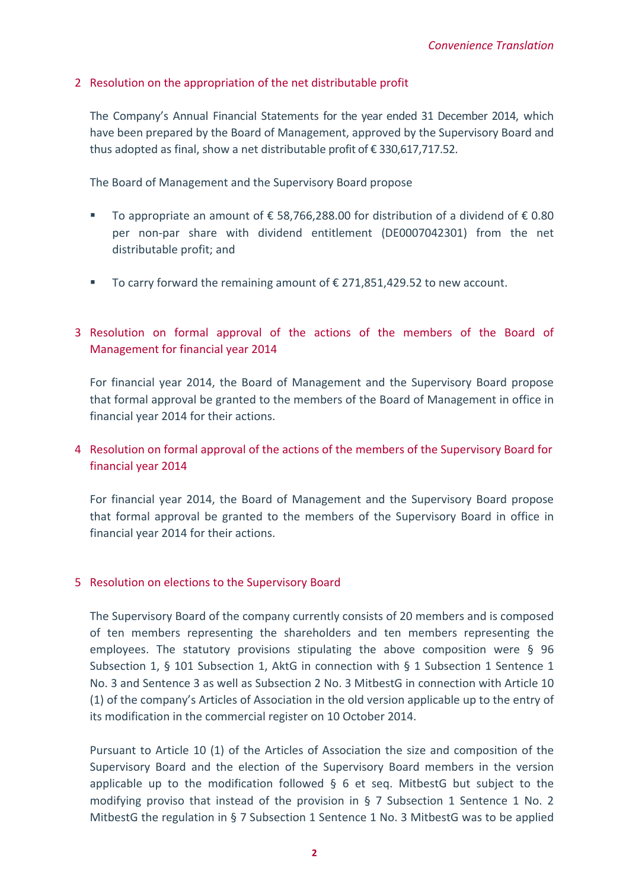## 2 Resolution on the appropriation of the net distributable profit

The Company's Annual Financial Statements for the year ended 31 December 2014, which have been prepared by the Board of Management, approved by the Supervisory Board and thus adopted as final, show a net distributable profit of € 330,617,717.52.

The Board of Management and the Supervisory Board propose

- To appropriate an amount of € 58,766,288.00 for distribution of a dividend of € 0.80 per non-par share with dividend entitlement (DE0007042301) from the net distributable profit; and
- To carry forward the remaining amount of € 271,851,429.52 to new account.

## 3 Resolution on formal approval of the actions of the members of the Board of Management for financial year 2014

For financial year 2014, the Board of Management and the Supervisory Board propose that formal approval be granted to the members of the Board of Management in office in financial year 2014 for their actions.

## 4 Resolution on formal approval of the actions of the members of the Supervisory Board for financial year 2014

For financial year 2014, the Board of Management and the Supervisory Board propose that formal approval be granted to the members of the Supervisory Board in office in financial year 2014 for their actions.

## 5 Resolution on elections to the Supervisory Board

The Supervisory Board of the company currently consists of 20 members and is composed of ten members representing the shareholders and ten members representing the employees. The statutory provisions stipulating the above composition were § 96 Subsection 1, § 101 Subsection 1, AktG in connection with § 1 Subsection 1 Sentence 1 No. 3 and Sentence 3 as well as Subsection 2 No. 3 MitbestG in connection with Article 10 (1) of the company's Articles of Association in the old version applicable up to the entry of its modification in the commercial register on 10 October 2014.

Pursuant to Article 10 (1) of the Articles of Association the size and composition of the Supervisory Board and the election of the Supervisory Board members in the version applicable up to the modification followed § 6 et seq. MitbestG but subject to the modifying proviso that instead of the provision in § 7 Subsection 1 Sentence 1 No. 2 MitbestG the regulation in § 7 Subsection 1 Sentence 1 No. 3 MitbestG was to be applied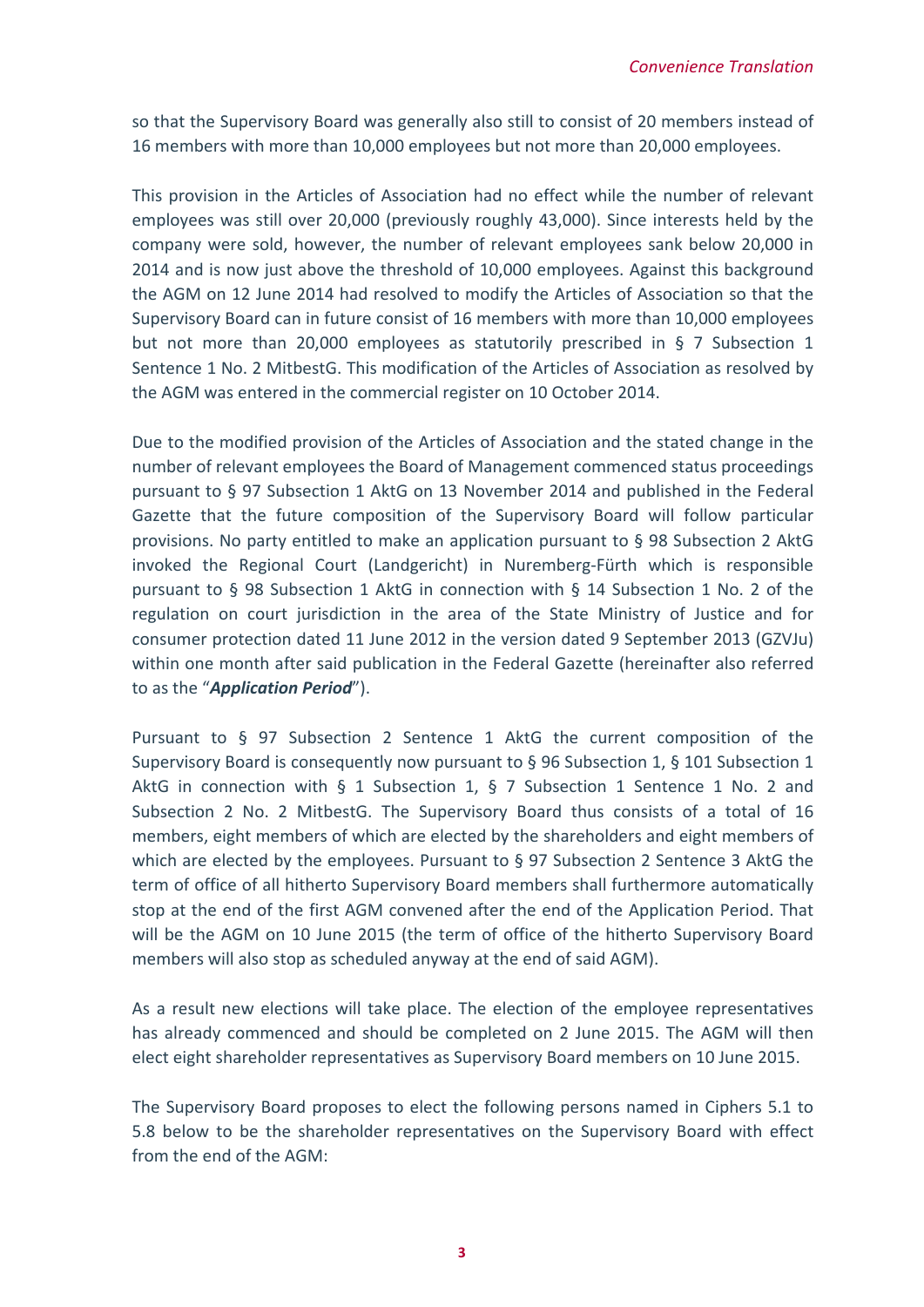so that the Supervisory Board was generally also still to consist of 20 members instead of 16 members with more than 10,000 employees but not more than 20,000 employees.

This provision in the Articles of Association had no effect while the number of relevant employees was still over 20,000 (previously roughly 43,000). Since interests held by the company were sold, however, the number of relevant employees sank below 20,000 in 2014 and is now just above the threshold of 10,000 employees. Against this background the AGM on 12 June 2014 had resolved to modify the Articles of Association so that the Supervisory Board can in future consist of 16 members with more than 10,000 employees but not more than 20,000 employees as statutorily prescribed in § 7 Subsection 1 Sentence 1 No. 2 MitbestG. This modification of the Articles of Association as resolved by the AGM was entered in the commercial register on 10 October 2014.

Due to the modified provision of the Articles of Association and the stated change in the number of relevant employees the Board of Management commenced status proceedings pursuant to § 97 Subsection 1 AktG on 13 November 2014 and published in the Federal Gazette that the future composition of the Supervisory Board will follow particular provisions. No party entitled to make an application pursuant to § 98 Subsection 2 AktG invoked the Regional Court (Landgericht) in Nuremberg-Fürth which is responsible pursuant to § 98 Subsection 1 AktG in connection with § 14 Subsection 1 No. 2 of the regulation on court jurisdiction in the area of the State Ministry of Justice and for consumer protection dated 11 June 2012 in the version dated 9 September 2013 (GZVJu) within one month after said publication in the Federal Gazette (hereinafter also referred to as the "***Application Period***").

Pursuant to § 97 Subsection 2 Sentence 1 AktG the current composition of the Supervisory Board is consequently now pursuant to § 96 Subsection 1, § 101 Subsection 1 AktG in connection with § 1 Subsection 1, § 7 Subsection 1 Sentence 1 No. 2 and Subsection 2 No. 2 MitbestG. The Supervisory Board thus consists of a total of 16 members, eight members of which are elected by the shareholders and eight members of which are elected by the employees. Pursuant to § 97 Subsection 2 Sentence 3 AktG the term of office of all hitherto Supervisory Board members shall furthermore automatically stop at the end of the first AGM convened after the end of the Application Period. That will be the AGM on 10 June 2015 (the term of office of the hitherto Supervisory Board members will also stop as scheduled anyway at the end of said AGM).

As a result new elections will take place. The election of the employee representatives has already commenced and should be completed on 2 June 2015. The AGM will then elect eight shareholder representatives as Supervisory Board members on 10 June 2015.

The Supervisory Board proposes to elect the following persons named in Ciphers 5.1 to 5.8 below to be the shareholder representatives on the Supervisory Board with effect from the end of the AGM: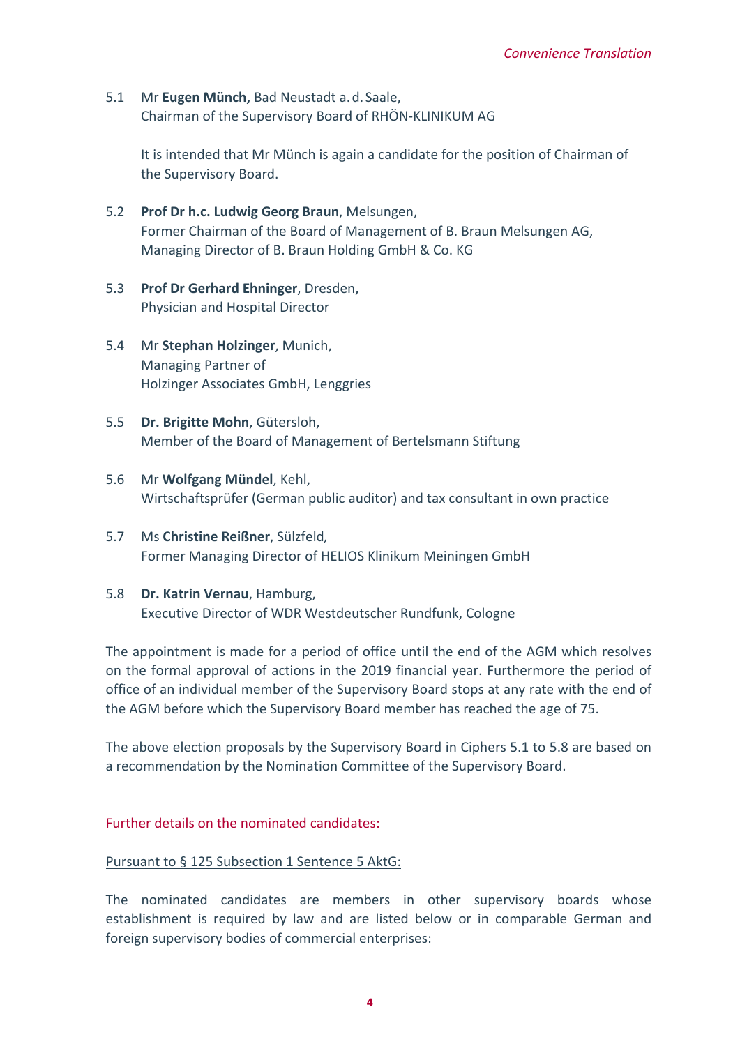*Convenience Translation*

5.1 Mr **Eugen Münch,** Bad Neustadt a. d. Saale,
Chairman of the Supervisory Board of RHÖN-KLINIKUM AG

It is intended that Mr Münch is again a candidate for the position of Chairman of the Supervisory Board.

5.2 **Prof Dr h.c. Ludwig Georg Braun**, Melsungen,
Former Chairman of the Board of Management of B. Braun Melsungen AG,
Managing Director of B. Braun Holding GmbH & Co. KG

5.3 **Prof Dr Gerhard Ehninger**, Dresden,
Physician and Hospital Director

5.4 Mr **Stephan Holzinger**, Munich,
Managing Partner of
Holzinger Associates GmbH, Lenggries

5.5 **Dr. Brigitte Mohn**, Gütersloh,
Member of the Board of Management of Bertelsmann Stiftung

5.6 Mr **Wolfgang Mündel**, Kehl,
Wirtschaftsprüfer (German public auditor) and tax consultant in own practice

5.7 Ms **Christine Reißner**, Sülzfeld*,*
Former Managing Director of HELIOS Klinikum Meiningen GmbH

5.8 **Dr. Katrin Vernau**, Hamburg,
Executive Director of WDR Westdeutscher Rundfunk, Cologne

The appointment is made for a period of office until the end of the AGM which resolves on the formal approval of actions in the 2019 financial year. Furthermore the period of office of an individual member of the Supervisory Board stops at any rate with the end of the AGM before which the Supervisory Board member has reached the age of 75.

The above election proposals by the Supervisory Board in Ciphers 5.1 to 5.8 are based on a recommendation by the Nomination Committee of the Supervisory Board.

Further details on the nominated candidates:

Pursuant to § 125 Subsection 1 Sentence 5 AktG:

The nominated candidates are members in other supervisory boards whose establishment is required by law and are listed below or in comparable German and foreign supervisory bodies of commercial enterprises: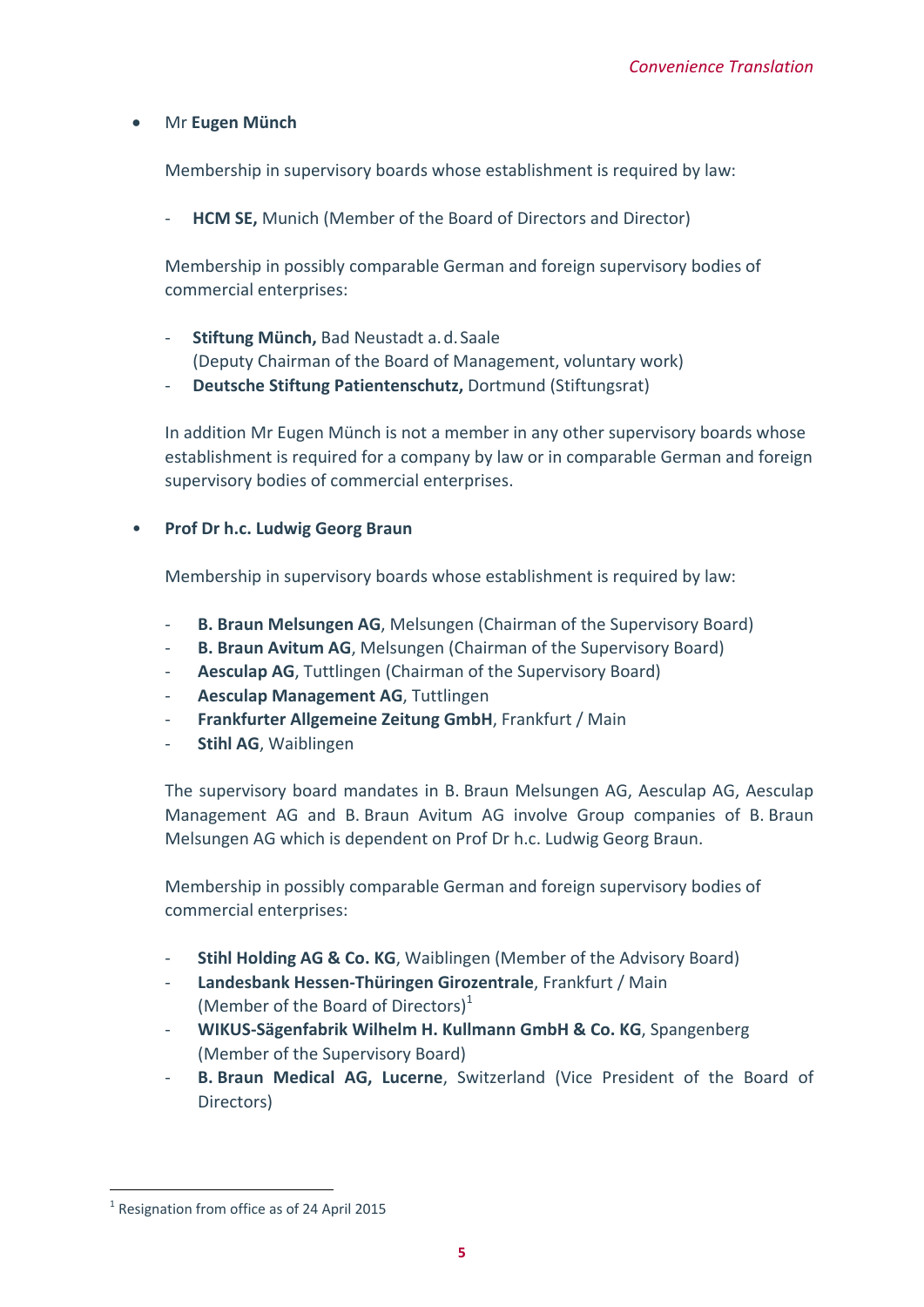- Mr **Eugen Münch**

  Membership in supervisory boards whose establishment is required by law:

  - **HCM SE,** Munich (Member of the Board of Directors and Director)

  Membership in possibly comparable German and foreign supervisory bodies of commercial enterprises:

  - **Stiftung Münch,** Bad Neustadt a. d. Saale
    (Deputy Chairman of the Board of Management, voluntary work)
  - **Deutsche Stiftung Patientenschutz,** Dortmund (Stiftungsrat)

  In addition Mr Eugen Münch is not a member in any other supervisory boards whose establishment is required for a company by law or in comparable German and foreign supervisory bodies of commercial enterprises.

- **Prof Dr h.c. Ludwig Georg Braun**

  Membership in supervisory boards whose establishment is required by law:

  - **B. Braun Melsungen AG**, Melsungen (Chairman of the Supervisory Board)
  - **B. Braun Avitum AG**, Melsungen (Chairman of the Supervisory Board)
  - **Aesculap AG**, Tuttlingen (Chairman of the Supervisory Board)
  - **Aesculap Management AG**, Tuttlingen
  - **Frankfurter Allgemeine Zeitung GmbH**, Frankfurt / Main
  - **Stihl AG**, Waiblingen

  The supervisory board mandates in B. Braun Melsungen AG, Aesculap AG, Aesculap Management AG and B. Braun Avitum AG involve Group companies of B. Braun Melsungen AG which is dependent on Prof Dr h.c. Ludwig Georg Braun.

  Membership in possibly comparable German and foreign supervisory bodies of commercial enterprises:

  - **Stihl Holding AG & Co. KG**, Waiblingen (Member of the Advisory Board)
  - **Landesbank Hessen-Thüringen Girozentrale**, Frankfurt / Main
    (Member of the Board of Directors)[1]
  - **WIKUS-Sägenfabrik Wilhelm H. Kullmann GmbH & Co. KG**, Spangenberg
    (Member of the Supervisory Board)
  - **B. Braun Medical AG, Lucerne**, Switzerland (Vice President of the Board of Directors)

---

[1] Resignation from office as of 24 April 2015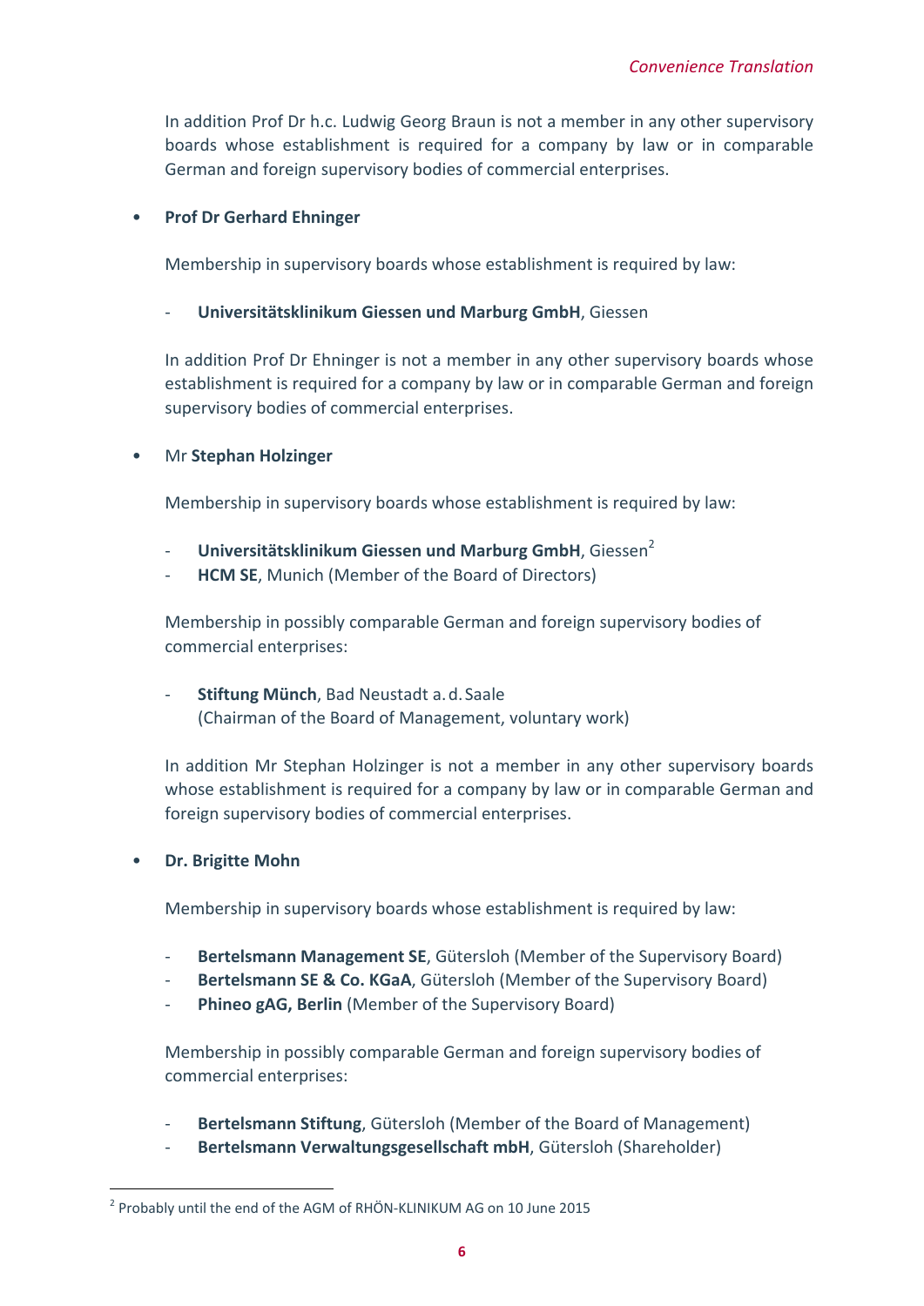In addition Prof Dr h.c. Ludwig Georg Braun is not a member in any other supervisory boards whose establishment is required for a company by law or in comparable German and foreign supervisory bodies of commercial enterprises.

- **Prof Dr Gerhard Ehninger**

  Membership in supervisory boards whose establishment is required by law:

  - **Universitätsklinikum Giessen und Marburg GmbH**, Giessen

  In addition Prof Dr Ehninger is not a member in any other supervisory boards whose establishment is required for a company by law or in comparable German and foreign supervisory bodies of commercial enterprises.

- Mr **Stephan Holzinger**

  Membership in supervisory boards whose establishment is required by law:

  - **Universitätsklinikum Giessen und Marburg GmbH**, Giessen[2]
  - **HCM SE**, Munich (Member of the Board of Directors)

  Membership in possibly comparable German and foreign supervisory bodies of commercial enterprises:

  - **Stiftung Münch**, Bad Neustadt a. d. Saale
    (Chairman of the Board of Management, voluntary work)

  In addition Mr Stephan Holzinger is not a member in any other supervisory boards whose establishment is required for a company by law or in comparable German and foreign supervisory bodies of commercial enterprises.

- **Dr. Brigitte Mohn**

  Membership in supervisory boards whose establishment is required by law:

  - **Bertelsmann Management SE**, Gütersloh (Member of the Supervisory Board)
  - **Bertelsmann SE & Co. KGaA**, Gütersloh (Member of the Supervisory Board)
  - **Phineo gAG, Berlin** (Member of the Supervisory Board)

  Membership in possibly comparable German and foreign supervisory bodies of commercial enterprises:

  - **Bertelsmann Stiftung**, Gütersloh (Member of the Board of Management)
  - **Bertelsmann Verwaltungsgesellschaft mbH**, Gütersloh (Shareholder)

---

[2] Probably until the end of the AGM of RHÖN-KLINIKUM AG on 10 June 2015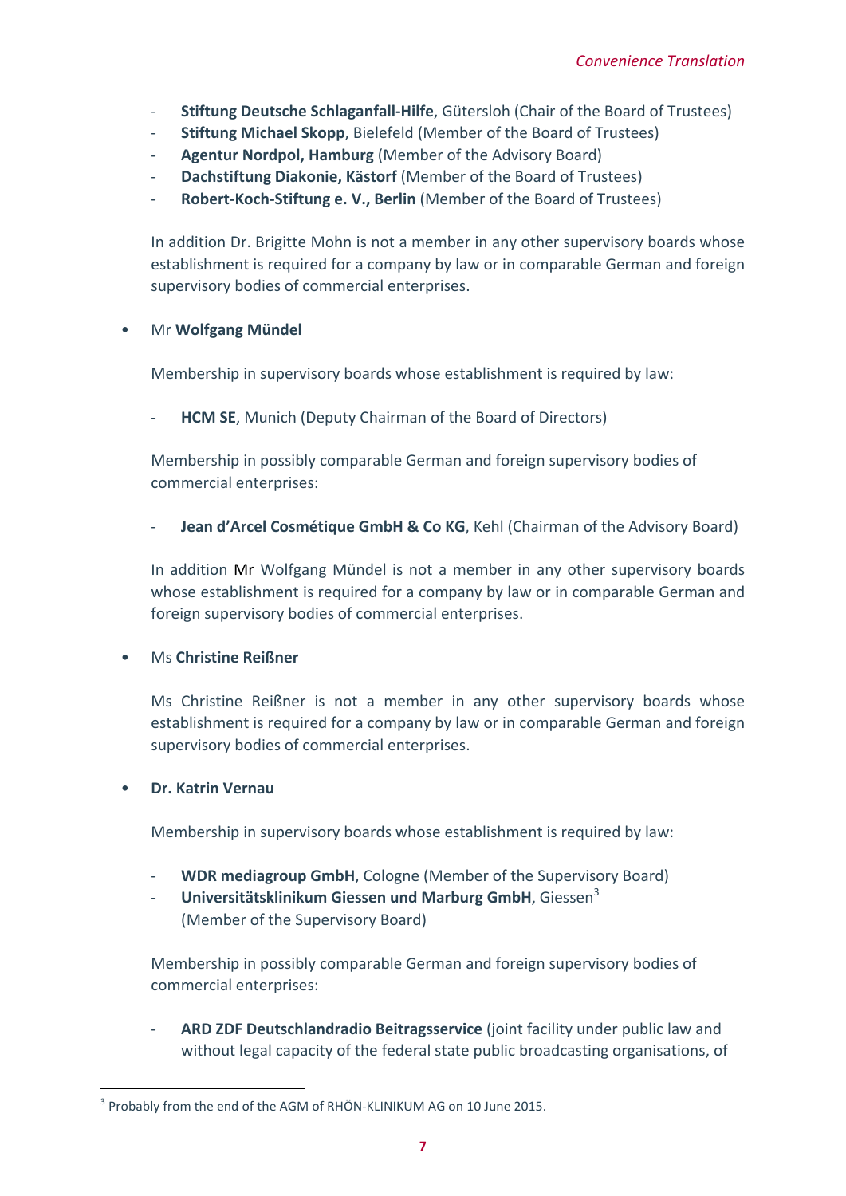- **Stiftung Deutsche Schlaganfall-Hilfe**, Gütersloh (Chair of the Board of Trustees)
- **Stiftung Michael Skopp**, Bielefeld (Member of the Board of Trustees)
- **Agentur Nordpol, Hamburg** (Member of the Advisory Board)
- **Dachstiftung Diakonie, Kästorf** (Member of the Board of Trustees)
- **Robert-Koch-Stiftung e. V., Berlin** (Member of the Board of Trustees)

In addition Dr. Brigitte Mohn is not a member in any other supervisory boards whose establishment is required for a company by law or in comparable German and foreign supervisory bodies of commercial enterprises.

- Mr **Wolfgang Mündel**

  Membership in supervisory boards whose establishment is required by law:

  - **HCM SE**, Munich (Deputy Chairman of the Board of Directors)

  Membership in possibly comparable German and foreign supervisory bodies of commercial enterprises:

  - **Jean d'Arcel Cosmétique GmbH & Co KG**, Kehl (Chairman of the Advisory Board)

  In addition Mr Wolfgang Mündel is not a member in any other supervisory boards whose establishment is required for a company by law or in comparable German and foreign supervisory bodies of commercial enterprises.

- Ms **Christine Reißner**

  Ms Christine Reißner is not a member in any other supervisory boards whose establishment is required for a company by law or in comparable German and foreign supervisory bodies of commercial enterprises.

- **Dr. Katrin Vernau**

  Membership in supervisory boards whose establishment is required by law:

  - **WDR mediagroup GmbH**, Cologne (Member of the Supervisory Board)
  - **Universitätsklinikum Giessen und Marburg GmbH**, Giessen[3] (Member of the Supervisory Board)

  Membership in possibly comparable German and foreign supervisory bodies of commercial enterprises:

  - **ARD ZDF Deutschlandradio Beitragsservice** (joint facility under public law and without legal capacity of the federal state public broadcasting organisations, of

[3] Probably from the end of the AGM of RHÖN-KLINIKUM AG on 10 June 2015.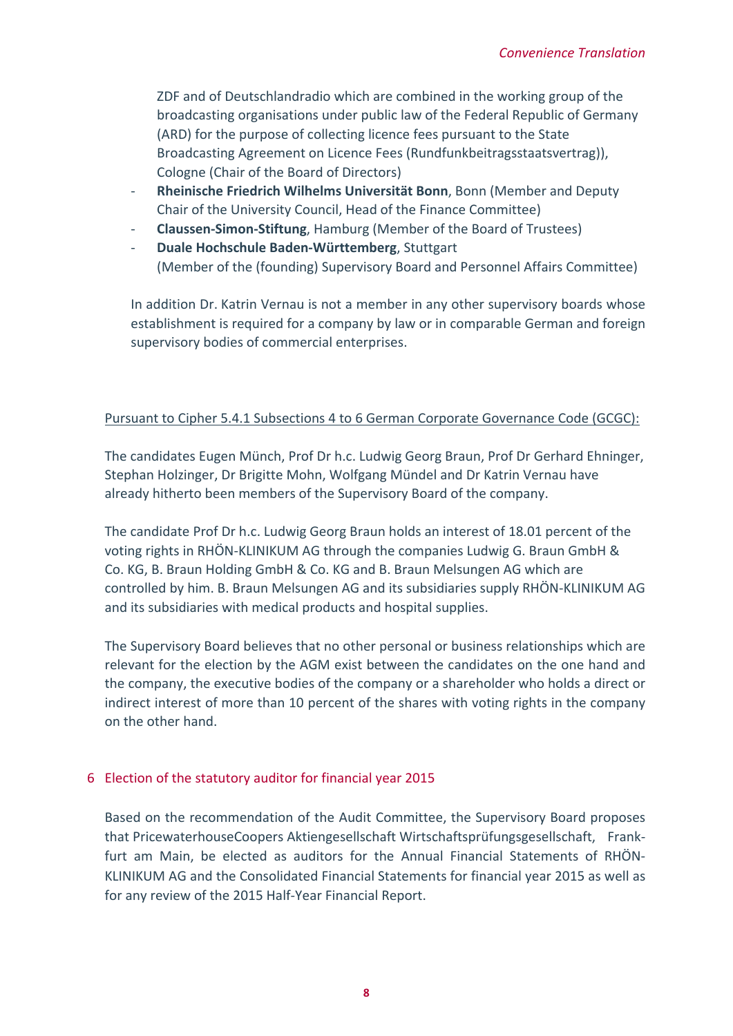ZDF and of Deutschlandradio which are combined in the working group of the broadcasting organisations under public law of the Federal Republic of Germany (ARD) for the purpose of collecting licence fees pursuant to the State Broadcasting Agreement on Licence Fees (Rundfunkbeitragsstaatsvertrag)), Cologne (Chair of the Board of Directors)

- **Rheinische Friedrich Wilhelms Universität Bonn**, Bonn (Member and Deputy Chair of the University Council, Head of the Finance Committee)
- **Claussen-Simon-Stiftung**, Hamburg (Member of the Board of Trustees)
- **Duale Hochschule Baden-Württemberg**, Stuttgart (Member of the (founding) Supervisory Board and Personnel Affairs Committee)

In addition Dr. Katrin Vernau is not a member in any other supervisory boards whose establishment is required for a company by law or in comparable German and foreign supervisory bodies of commercial enterprises.

Pursuant to Cipher 5.4.1 Subsections 4 to 6 German Corporate Governance Code (GCGC):

The candidates Eugen Münch, Prof Dr h.c. Ludwig Georg Braun, Prof Dr Gerhard Ehninger, Stephan Holzinger, Dr Brigitte Mohn, Wolfgang Mündel and Dr Katrin Vernau have already hitherto been members of the Supervisory Board of the company.

The candidate Prof Dr h.c. Ludwig Georg Braun holds an interest of 18.01 percent of the voting rights in RHÖN-KLINIKUM AG through the companies Ludwig G. Braun GmbH & Co. KG, B. Braun Holding GmbH & Co. KG and B. Braun Melsungen AG which are controlled by him. B. Braun Melsungen AG and its subsidiaries supply RHÖN-KLINIKUM AG and its subsidiaries with medical products and hospital supplies.

The Supervisory Board believes that no other personal or business relationships which are relevant for the election by the AGM exist between the candidates on the one hand and the company, the executive bodies of the company or a shareholder who holds a direct or indirect interest of more than 10 percent of the shares with voting rights in the company on the other hand.

## 6 Election of the statutory auditor for financial year 2015

Based on the recommendation of the Audit Committee, the Supervisory Board proposes that PricewaterhouseCoopers Aktiengesellschaft Wirtschaftsprüfungsgesellschaft, Frankfurt am Main, be elected as auditors for the Annual Financial Statements of RHÖN-KLINIKUM AG and the Consolidated Financial Statements for financial year 2015 as well as for any review of the 2015 Half-Year Financial Report.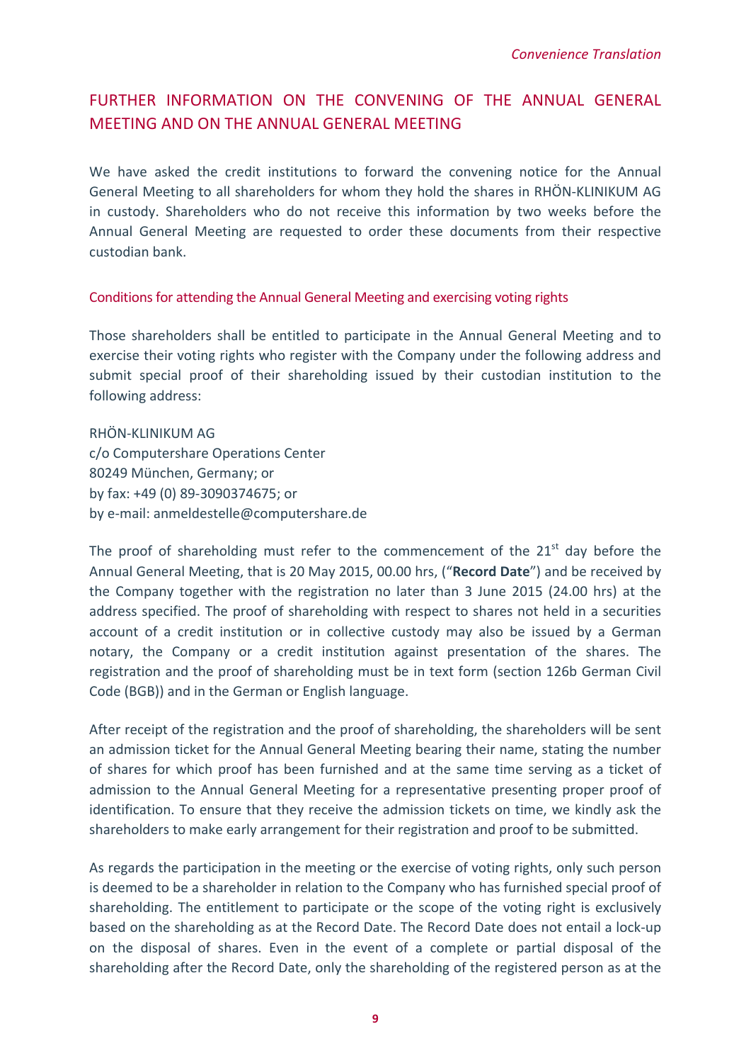*Convenience Translation*

## FURTHER INFORMATION ON THE CONVENING OF THE ANNUAL GENERAL MEETING AND ON THE ANNUAL GENERAL MEETING

We have asked the credit institutions to forward the convening notice for the Annual General Meeting to all shareholders for whom they hold the shares in RHÖN-KLINIKUM AG in custody. Shareholders who do not receive this information by two weeks before the Annual General Meeting are requested to order these documents from their respective custodian bank.

### Conditions for attending the Annual General Meeting and exercising voting rights

Those shareholders shall be entitled to participate in the Annual General Meeting and to exercise their voting rights who register with the Company under the following address and submit special proof of their shareholding issued by their custodian institution to the following address:

RHÖN-KLINIKUM AG
c/o Computershare Operations Center
80249 München, Germany; or
by fax: +49 (0) 89-3090374675; or
by e-mail: anmeldestelle@computershare.de

The proof of shareholding must refer to the commencement of the 21st day before the Annual General Meeting, that is 20 May 2015, 00.00 hrs, ("**Record Date**") and be received by the Company together with the registration no later than 3 June 2015 (24.00 hrs) at the address specified. The proof of shareholding with respect to shares not held in a securities account of a credit institution or in collective custody may also be issued by a German notary, the Company or a credit institution against presentation of the shares. The registration and the proof of shareholding must be in text form (section 126b German Civil Code (BGB)) and in the German or English language.

After receipt of the registration and the proof of shareholding, the shareholders will be sent an admission ticket for the Annual General Meeting bearing their name, stating the number of shares for which proof has been furnished and at the same time serving as a ticket of admission to the Annual General Meeting for a representative presenting proper proof of identification. To ensure that they receive the admission tickets on time, we kindly ask the shareholders to make early arrangement for their registration and proof to be submitted.

As regards the participation in the meeting or the exercise of voting rights, only such person is deemed to be a shareholder in relation to the Company who has furnished special proof of shareholding. The entitlement to participate or the scope of the voting right is exclusively based on the shareholding as at the Record Date. The Record Date does not entail a lock-up on the disposal of shares. Even in the event of a complete or partial disposal of the shareholding after the Record Date, only the shareholding of the registered person as at the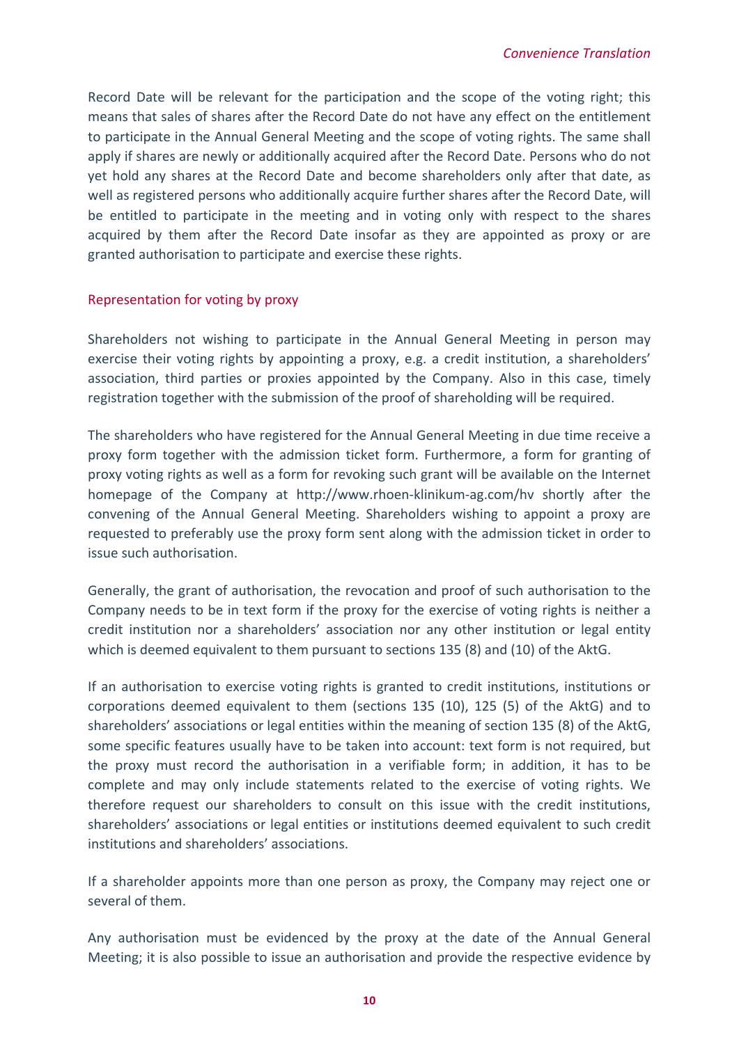Record Date will be relevant for the participation and the scope of the voting right; this means that sales of shares after the Record Date do not have any effect on the entitlement to participate in the Annual General Meeting and the scope of voting rights. The same shall apply if shares are newly or additionally acquired after the Record Date. Persons who do not yet hold any shares at the Record Date and become shareholders only after that date, as well as registered persons who additionally acquire further shares after the Record Date, will be entitled to participate in the meeting and in voting only with respect to the shares acquired by them after the Record Date insofar as they are appointed as proxy or are granted authorisation to participate and exercise these rights.

## Representation for voting by proxy

Shareholders not wishing to participate in the Annual General Meeting in person may exercise their voting rights by appointing a proxy, e.g. a credit institution, a shareholders' association, third parties or proxies appointed by the Company. Also in this case, timely registration together with the submission of the proof of shareholding will be required.

The shareholders who have registered for the Annual General Meeting in due time receive a proxy form together with the admission ticket form. Furthermore, a form for granting of proxy voting rights as well as a form for revoking such grant will be available on the Internet homepage of the Company at http://www.rhoen-klinikum-ag.com/hv shortly after the convening of the Annual General Meeting. Shareholders wishing to appoint a proxy are requested to preferably use the proxy form sent along with the admission ticket in order to issue such authorisation.

Generally, the grant of authorisation, the revocation and proof of such authorisation to the Company needs to be in text form if the proxy for the exercise of voting rights is neither a credit institution nor a shareholders' association nor any other institution or legal entity which is deemed equivalent to them pursuant to sections 135 (8) and (10) of the AktG.

If an authorisation to exercise voting rights is granted to credit institutions, institutions or corporations deemed equivalent to them (sections 135 (10), 125 (5) of the AktG) and to shareholders' associations or legal entities within the meaning of section 135 (8) of the AktG, some specific features usually have to be taken into account: text form is not required, but the proxy must record the authorisation in a verifiable form; in addition, it has to be complete and may only include statements related to the exercise of voting rights. We therefore request our shareholders to consult on this issue with the credit institutions, shareholders' associations or legal entities or institutions deemed equivalent to such credit institutions and shareholders' associations.

If a shareholder appoints more than one person as proxy, the Company may reject one or several of them.

Any authorisation must be evidenced by the proxy at the date of the Annual General Meeting; it is also possible to issue an authorisation and provide the respective evidence by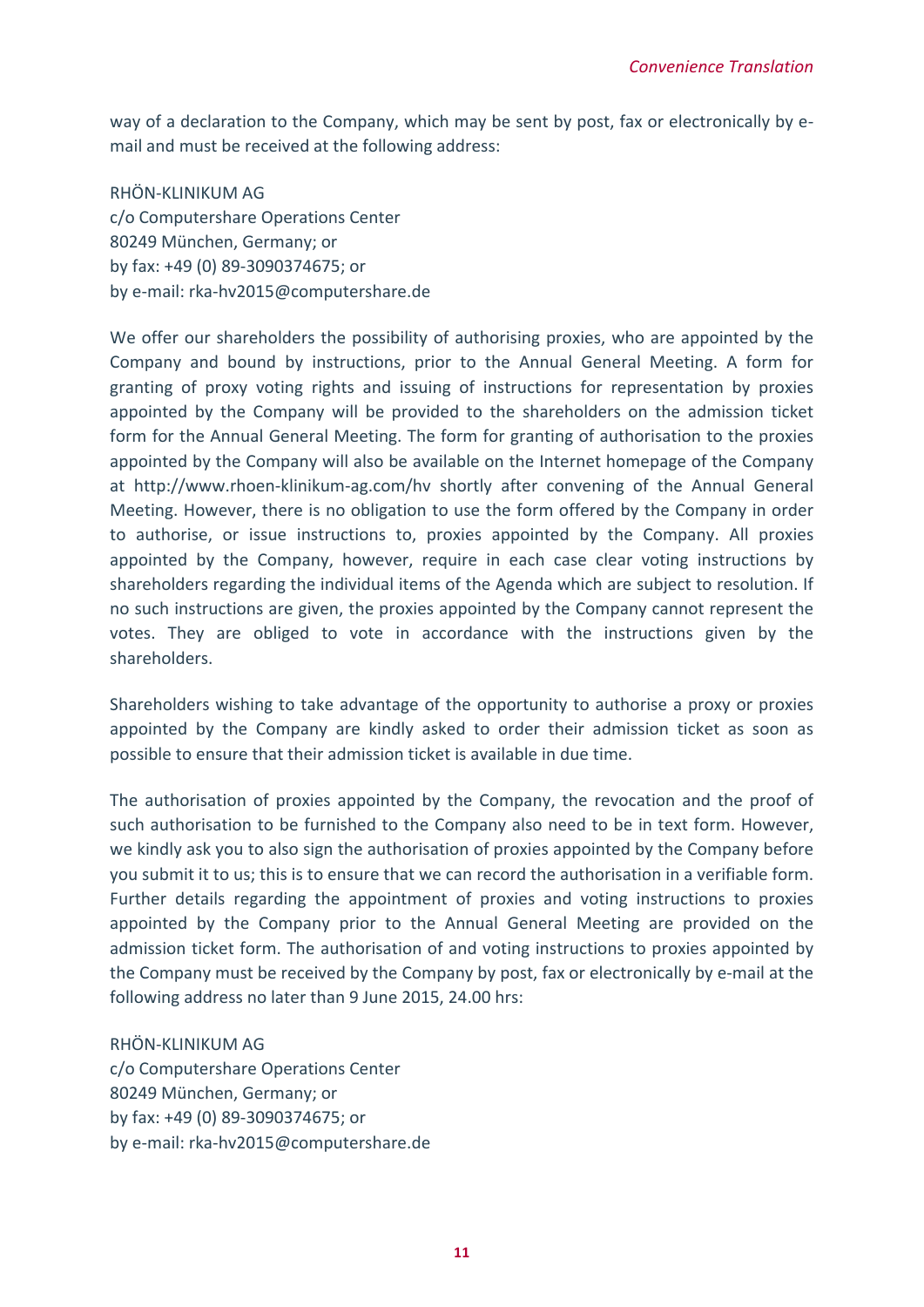way of a declaration to the Company, which may be sent by post, fax or electronically by e-mail and must be received at the following address:

RHÖN-KLINIKUM AG  
c/o Computershare Operations Center  
80249 München, Germany; or  
by fax: +49 (0) 89-3090374675; or  
by e-mail: rka-hv2015@computershare.de

We offer our shareholders the possibility of authorising proxies, who are appointed by the Company and bound by instructions, prior to the Annual General Meeting. A form for granting of proxy voting rights and issuing of instructions for representation by proxies appointed by the Company will be provided to the shareholders on the admission ticket form for the Annual General Meeting. The form for granting of authorisation to the proxies appointed by the Company will also be available on the Internet homepage of the Company at http://www.rhoen-klinikum-ag.com/hv shortly after convening of the Annual General Meeting. However, there is no obligation to use the form offered by the Company in order to authorise, or issue instructions to, proxies appointed by the Company. All proxies appointed by the Company, however, require in each case clear voting instructions by shareholders regarding the individual items of the Agenda which are subject to resolution. If no such instructions are given, the proxies appointed by the Company cannot represent the votes. They are obliged to vote in accordance with the instructions given by the shareholders.

Shareholders wishing to take advantage of the opportunity to authorise a proxy or proxies appointed by the Company are kindly asked to order their admission ticket as soon as possible to ensure that their admission ticket is available in due time.

The authorisation of proxies appointed by the Company, the revocation and the proof of such authorisation to be furnished to the Company also need to be in text form. However, we kindly ask you to also sign the authorisation of proxies appointed by the Company before you submit it to us; this is to ensure that we can record the authorisation in a verifiable form. Further details regarding the appointment of proxies and voting instructions to proxies appointed by the Company prior to the Annual General Meeting are provided on the admission ticket form. The authorisation of and voting instructions to proxies appointed by the Company must be received by the Company by post, fax or electronically by e-mail at the following address no later than 9 June 2015, 24.00 hrs:

RHÖN-KLINIKUM AG  
c/o Computershare Operations Center  
80249 München, Germany; or  
by fax: +49 (0) 89-3090374675; or  
by e-mail: rka-hv2015@computershare.de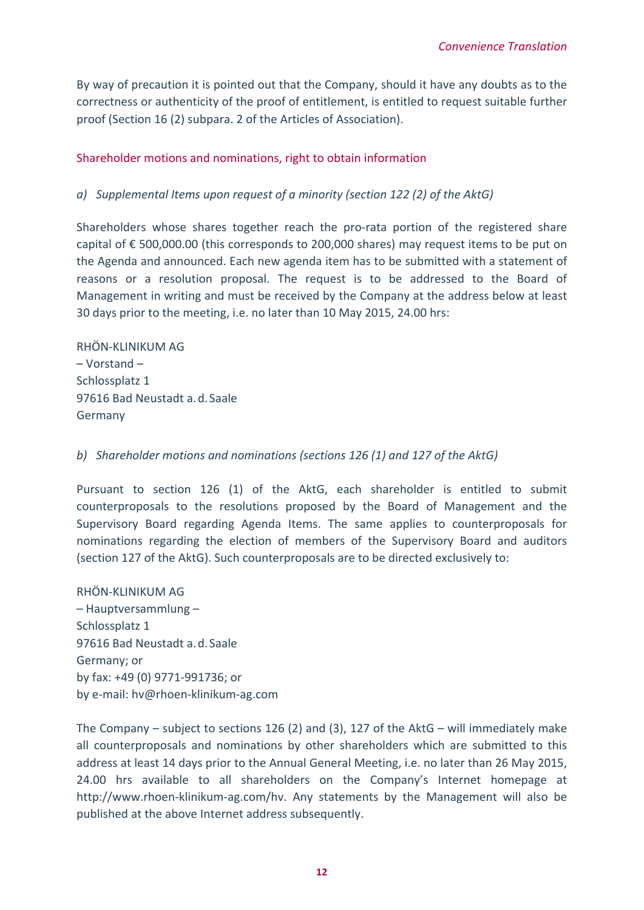By way of precaution it is pointed out that the Company, should it have any doubts as to the correctness or authenticity of the proof of entitlement, is entitled to request suitable further proof (Section 16 (2) subpara. 2 of the Articles of Association).

## Shareholder motions and nominations, right to obtain information

### *a) Supplemental Items upon request of a minority (section 122 (2) of the AktG)*

Shareholders whose shares together reach the pro-rata portion of the registered share capital of € 500,000.00 (this corresponds to 200,000 shares) may request items to be put on the Agenda and announced. Each new agenda item has to be submitted with a statement of reasons or a resolution proposal. The request is to be addressed to the Board of Management in writing and must be received by the Company at the address below at least 30 days prior to the meeting, i.e. no later than 10 May 2015, 24.00 hrs:

RHÖN-KLINIKUM AG
– Vorstand –
Schlossplatz 1
97616 Bad Neustadt a. d. Saale
Germany

### *b) Shareholder motions and nominations (sections 126 (1) and 127 of the AktG)*

Pursuant to section 126 (1) of the AktG, each shareholder is entitled to submit counterproposals to the resolutions proposed by the Board of Management and the Supervisory Board regarding Agenda Items. The same applies to counterproposals for nominations regarding the election of members of the Supervisory Board and auditors (section 127 of the AktG). Such counterproposals are to be directed exclusively to:

RHÖN-KLINIKUM AG
– Hauptversammlung –
Schlossplatz 1
97616 Bad Neustadt a. d. Saale
Germany; or
by fax: +49 (0) 9771-991736; or
by e-mail: hv@rhoen-klinikum-ag.com

The Company – subject to sections 126 (2) and (3), 127 of the AktG – will immediately make all counterproposals and nominations by other shareholders which are submitted to this address at least 14 days prior to the Annual General Meeting, i.e. no later than 26 May 2015, 24.00 hrs available to all shareholders on the Company's Internet homepage at http://www.rhoen-klinikum-ag.com/hv. Any statements by the Management will also be published at the above Internet address subsequently.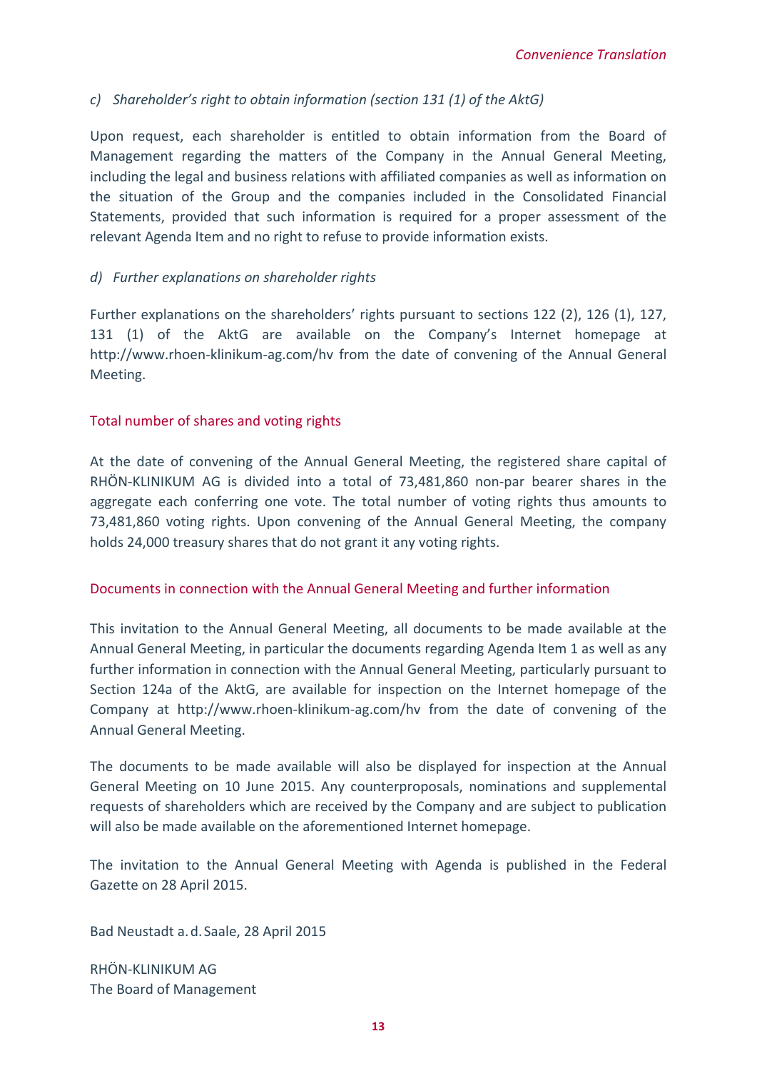*c) Shareholder's right to obtain information (section 131 (1) of the AktG)*

Upon request, each shareholder is entitled to obtain information from the Board of Management regarding the matters of the Company in the Annual General Meeting, including the legal and business relations with affiliated companies as well as information on the situation of the Group and the companies included in the Consolidated Financial Statements, provided that such information is required for a proper assessment of the relevant Agenda Item and no right to refuse to provide information exists.

*d) Further explanations on shareholder rights*

Further explanations on the shareholders' rights pursuant to sections 122 (2), 126 (1), 127, 131 (1) of the AktG are available on the Company's Internet homepage at http://www.rhoen-klinikum-ag.com/hv from the date of convening of the Annual General Meeting.

## Total number of shares and voting rights

At the date of convening of the Annual General Meeting, the registered share capital of RHÖN-KLINIKUM AG is divided into a total of 73,481,860 non-par bearer shares in the aggregate each conferring one vote. The total number of voting rights thus amounts to 73,481,860 voting rights. Upon convening of the Annual General Meeting, the company holds 24,000 treasury shares that do not grant it any voting rights.

## Documents in connection with the Annual General Meeting and further information

This invitation to the Annual General Meeting, all documents to be made available at the Annual General Meeting, in particular the documents regarding Agenda Item 1 as well as any further information in connection with the Annual General Meeting, particularly pursuant to Section 124a of the AktG, are available for inspection on the Internet homepage of the Company at http://www.rhoen-klinikum-ag.com/hv from the date of convening of the Annual General Meeting.

The documents to be made available will also be displayed for inspection at the Annual General Meeting on 10 June 2015. Any counterproposals, nominations and supplemental requests of shareholders which are received by the Company and are subject to publication will also be made available on the aforementioned Internet homepage.

The invitation to the Annual General Meeting with Agenda is published in the Federal Gazette on 28 April 2015.

Bad Neustadt a. d. Saale, 28 April 2015

RHÖN-KLINIKUM AG
The Board of Management